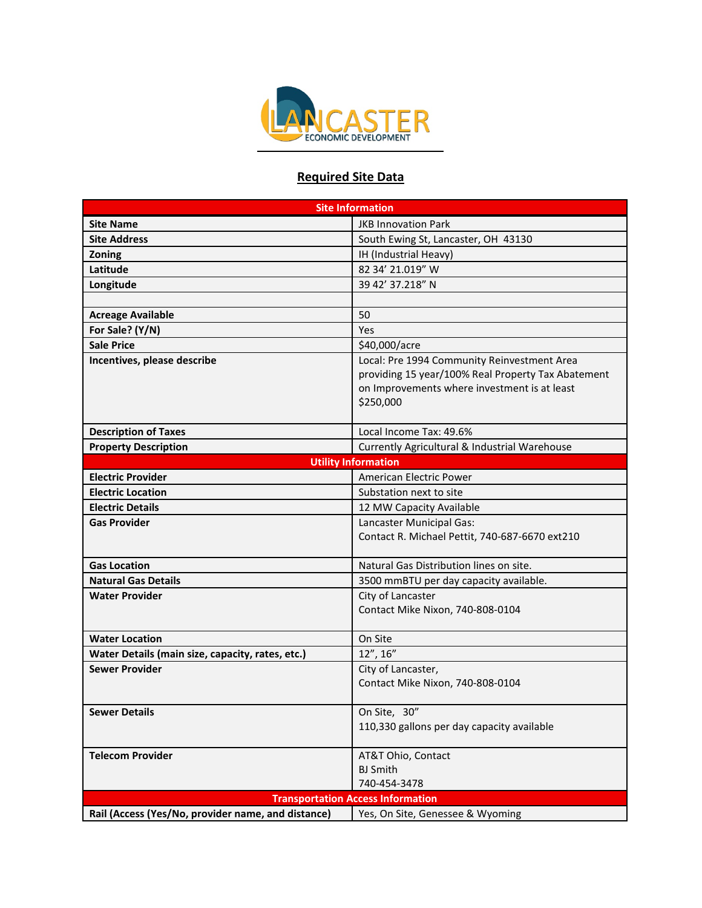LANCASTER ECONOMIC DEVELOPMENT

## Required Site Data

| Site Information | |
|---|---|
| **Site Name** | JKB Innovation Park |
| **Site Address** | South Ewing St, Lancaster, OH 43130 |
| **Zoning** | IH (Industrial Heavy) |
| **Latitude** | 82 34' 21.019" W |
| **Longitude** | 39 42' 37.218" N |
| | |
| **Acreage Available** | 50 |
| **For Sale? (Y/N)** | Yes |
| **Sale Price** | $40,000/acre |
| **Incentives, please describe** | Local: Pre 1994 Community Reinvestment Area providing 15 year/100% Real Property Tax Abatement on Improvements where investment is at least $250,000 |
| **Description of Taxes** | Local Income Tax: 49.6% |
| **Property Description** | Currently Agricultural & Industrial Warehouse |
| **Utility Information** | |
| **Electric Provider** | American Electric Power |
| **Electric Location** | Substation next to site |
| **Electric Details** | 12 MW Capacity Available |
| **Gas Provider** | Lancaster Municipal Gas:<br>Contact R. Michael Pettit, 740-687-6670 ext210 |
| **Gas Location** | Natural Gas Distribution lines on site. |
| **Natural Gas Details** | 3500 mmBTU per day capacity available. |
| **Water Provider** | City of Lancaster<br>Contact Mike Nixon, 740-808-0104 |
| **Water Location** | On Site |
| **Water Details (main size, capacity, rates, etc.)** | 12", 16" |
| **Sewer Provider** | City of Lancaster,<br>Contact Mike Nixon, 740-808-0104 |
| **Sewer Details** | On Site, 30"<br>110,330 gallons per day capacity available |
| **Telecom Provider** | AT&T Ohio, Contact<br>BJ Smith<br>740-454-3478 |
| **Transportation Access Information** | |
| **Rail (Access (Yes/No, provider name, and distance)** | Yes, On Site, Genessee & Wyoming |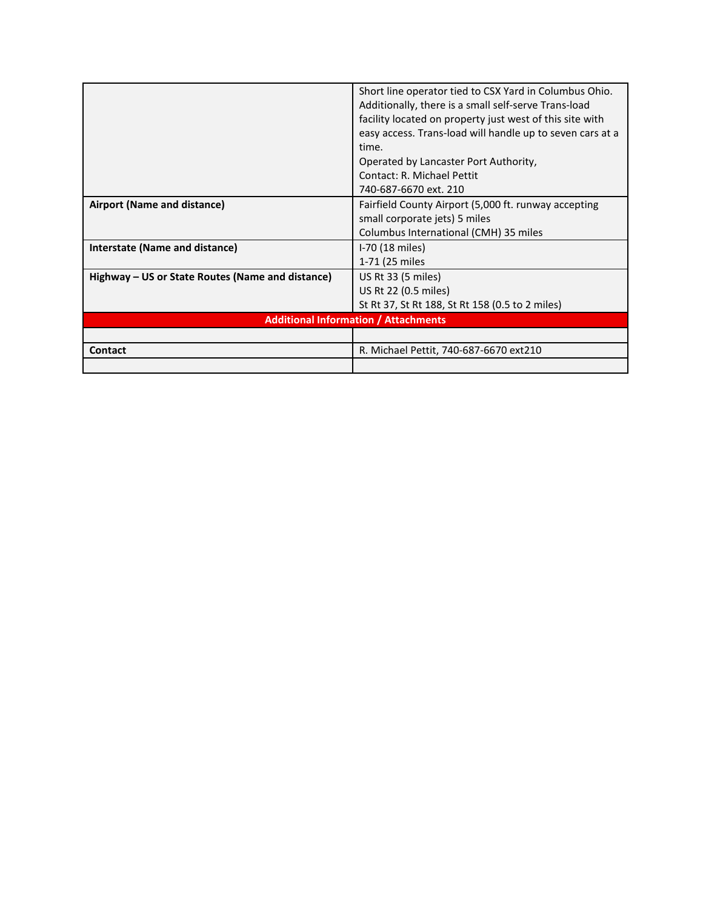| | |
|---|---|
| | Short line operator tied to CSX Yard in Columbus Ohio. Additionally, there is a small self-serve Trans-load facility located on property just west of this site with easy access. Trans-load will handle up to seven cars at a time.<br>Operated by Lancaster Port Authority,<br>Contact: R. Michael Pettit<br>740-687-6670 ext. 210 |
| **Airport (Name and distance)** | Fairfield County Airport (5,000 ft. runway accepting small corporate jets) 5 miles<br>Columbus International (CMH) 35 miles |
| **Interstate (Name and distance)** | I-70 (18 miles)<br>1-71 (25 miles |
| **Highway – US or State Routes (Name and distance)** | US Rt 33 (5 miles)<br>US Rt 22 (0.5 miles)<br>St Rt 37, St Rt 188, St Rt 158 (0.5 to 2 miles) |
| **Additional Information / Attachments** | |
| | |
| **Contact** | R. Michael Pettit, 740-687-6670 ext210 |
| | |